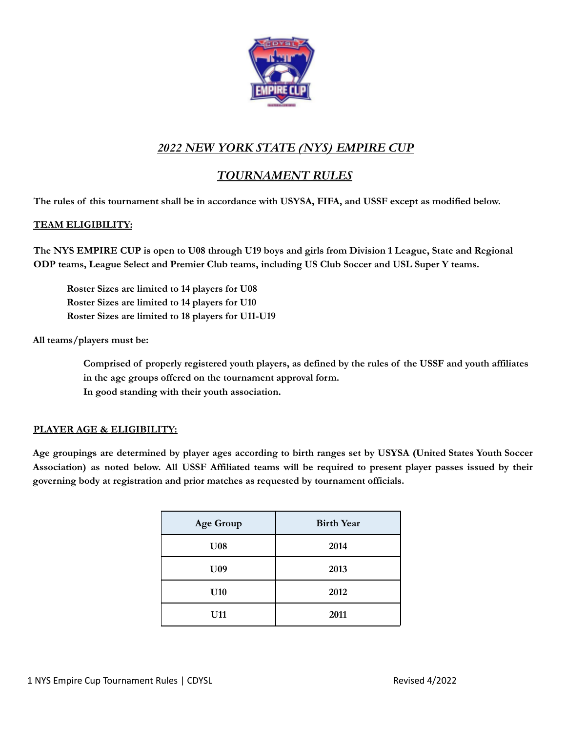# *2022 NEW YORK STATE (NYS) EMPIRE CUP*

## *TOURNAMENT RULES*

**The rules of this tournament shall be in accordance with USYSA, FIFA, and USSF except as modified below.**

### TEAM ELIGIBILITY:

**The NYS EMPIRE CUP is open to U08 through U19 boys and girls from Division 1 League, State and Regional ODP teams, League Select and Premier Club teams, including US Club Soccer and USL Super Y teams.**

> **Roster Sizes are limited to 14 players for U08**
> **Roster Sizes are limited to 14 players for U10**
> **Roster Sizes are limited to 18 players for U11-U19**

**All teams/players must be:**

> **Comprised of properly registered youth players, as defined by the rules of the USSF and youth affiliates in the age groups offered on the tournament approval form.**
> **In good standing with their youth association.**

### PLAYER AGE & ELIGIBILITY:

**Age groupings are determined by player ages according to birth ranges set by USYSA (United States Youth Soccer Association) as noted below. All USSF Affiliated teams will be required to present player passes issued by their governing body at registration and prior matches as requested by tournament officials.**

| Age Group | Birth Year |
|---|---|
| U08 | 2014 |
| U09 | 2013 |
| U10 | 2012 |
| U11 | 2011 |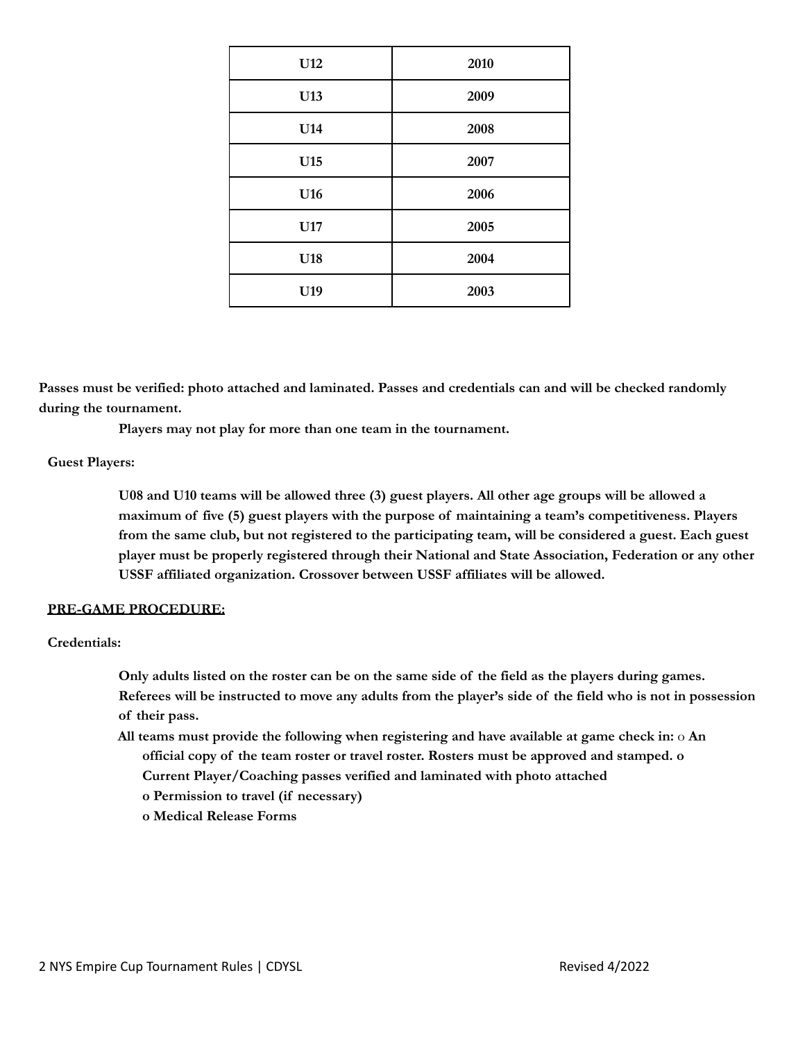| U12 | 2010 |
|---|---|
| U13 | 2009 |
| U14 | 2008 |
| U15 | 2007 |
| U16 | 2006 |
| U17 | 2005 |
| U18 | 2004 |
| U19 | 2003 |

**Passes must be verified: photo attached and laminated. Passes and credentials can and will be checked randomly during the tournament.**

**Players may not play for more than one team in the tournament.**

**Guest Players:**

**U08 and U10 teams will be allowed three (3) guest players. All other age groups will be allowed a maximum of five (5) guest players with the purpose of maintaining a team's competitiveness. Players from the same club, but not registered to the participating team, will be considered a guest. Each guest player must be properly registered through their National and State Association, Federation or any other USSF affiliated organization. Crossover between USSF affiliates will be allowed.**

**PRE-GAME PROCEDURE:**

**Credentials:**

**Only adults listed on the roster can be on the same side of the field as the players during games. Referees will be instructed to move any adults from the player's side of the field who is not in possession of their pass.**

**All teams must provide the following when registering and have available at game check in:**

- **An official copy of the team roster or travel roster. Rosters must be approved and stamped.**
- **Current Player/Coaching passes verified and laminated with photo attached**
- **Permission to travel (if necessary)**
- **Medical Release Forms**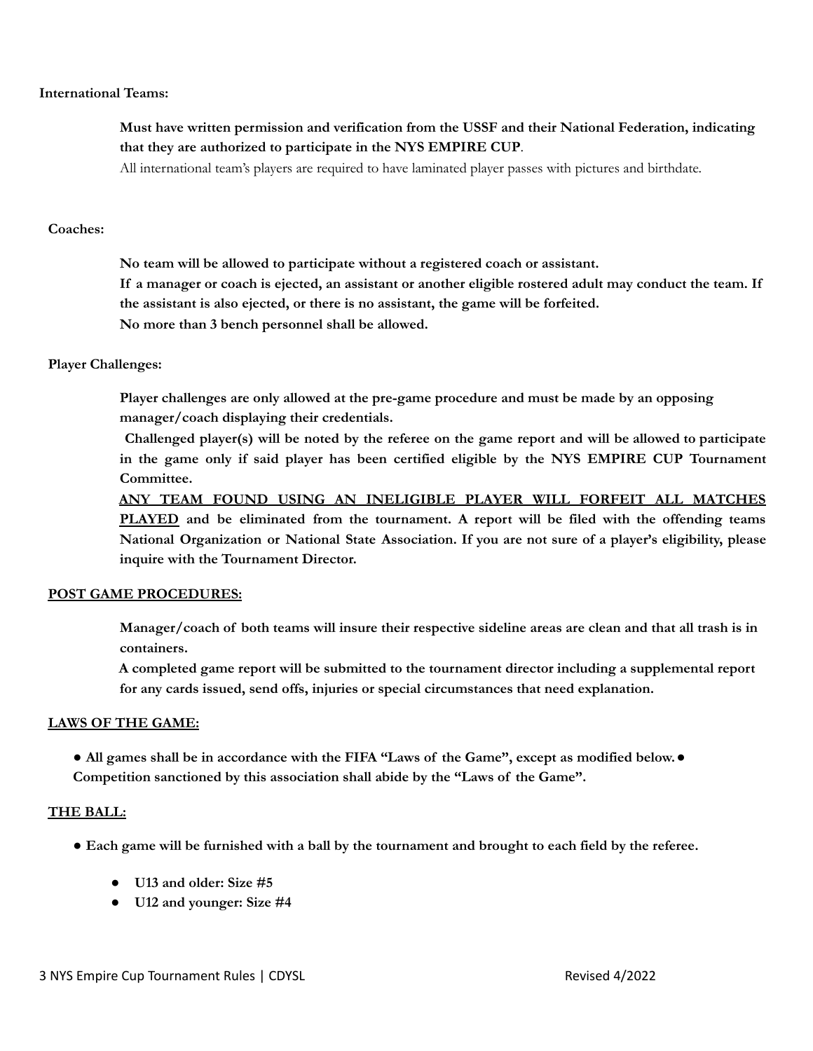**International Teams:**

**Must have written permission and verification from the USSF and their National Federation, indicating that they are authorized to participate in the NYS EMPIRE CUP**.

All international team's players are required to have laminated player passes with pictures and birthdate.

**Coaches:**

**No team will be allowed to participate without a registered coach or assistant.**

**If a manager or coach is ejected, an assistant or another eligible rostered adult may conduct the team. If the assistant is also ejected, or there is no assistant, the game will be forfeited.**

**No more than 3 bench personnel shall be allowed.**

**Player Challenges:**

**Player challenges are only allowed at the pre-game procedure and must be made by an opposing manager/coach displaying their credentials.**

**Challenged player(s) will be noted by the referee on the game report and will be allowed to participate in the game only if said player has been certified eligible by the NYS EMPIRE CUP Tournament Committee.**

**<u>ANY TEAM FOUND USING AN INELIGIBLE PLAYER WILL FORFEIT ALL MATCHES PLAYED</u> and be eliminated from the tournament. A report will be filed with the offending teams National Organization or National State Association. If you are not sure of a player's eligibility, please inquire with the Tournament Director.**

**<u>POST GAME PROCEDURES:</u>**

**Manager/coach of both teams will insure their respective sideline areas are clean and that all trash is in containers.**

**A completed game report will be submitted to the tournament director including a supplemental report for any cards issued, send offs, injuries or special circumstances that need explanation.**

**<u>LAWS OF THE GAME:</u>**

- **All games shall be in accordance with the FIFA "Laws of the Game", except as modified below.**
- **Competition sanctioned by this association shall abide by the "Laws of the Game".**

**<u>THE BALL:</u>**

- **Each game will be furnished with a ball by the tournament and brought to each field by the referee.**
  - **U13 and older: Size #5**
  - **U12 and younger: Size #4**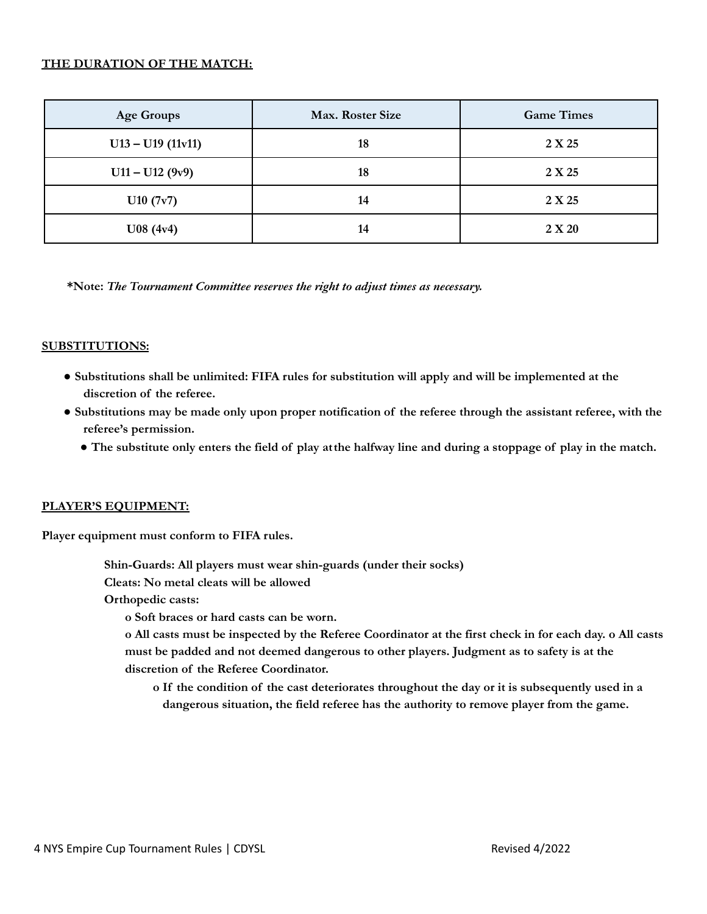**THE DURATION OF THE MATCH:**

| Age Groups | Max. Roster Size | Game Times |
|---|---|---|
| U13 – U19 (11v11) | 18 | 2 X 25 |
| U11 – U12 (9v9) | 18 | 2 X 25 |
| U10 (7v7) | 14 | 2 X 25 |
| U08 (4v4) | 14 | 2 X 20 |

**\*Note:** ***The Tournament Committee reserves the right to adjust times as necessary.***

**SUBSTITUTIONS:**

- **Substitutions shall be unlimited: FIFA rules for substitution will apply and will be implemented at the discretion of the referee.**
- **Substitutions may be made only upon proper notification of the referee through the assistant referee, with the referee's permission.**
  - **The substitute only enters the field of play at the halfway line and during a stoppage of play in the match.**

**PLAYER'S EQUIPMENT:**

**Player equipment must conform to FIFA rules.**

**Shin-Guards: All players must wear shin-guards (under their socks)**
**Cleats: No metal cleats will be allowed**
**Orthopedic casts:**

- **Soft braces or hard casts can be worn.**
- **All casts must be inspected by the Referee Coordinator at the first check in for each day.**
- **All casts must be padded and not deemed dangerous to other players. Judgment as to safety is at the discretion of the Referee Coordinator.**
  - **If the condition of the cast deteriorates throughout the day or it is subsequently used in a dangerous situation, the field referee has the authority to remove player from the game.**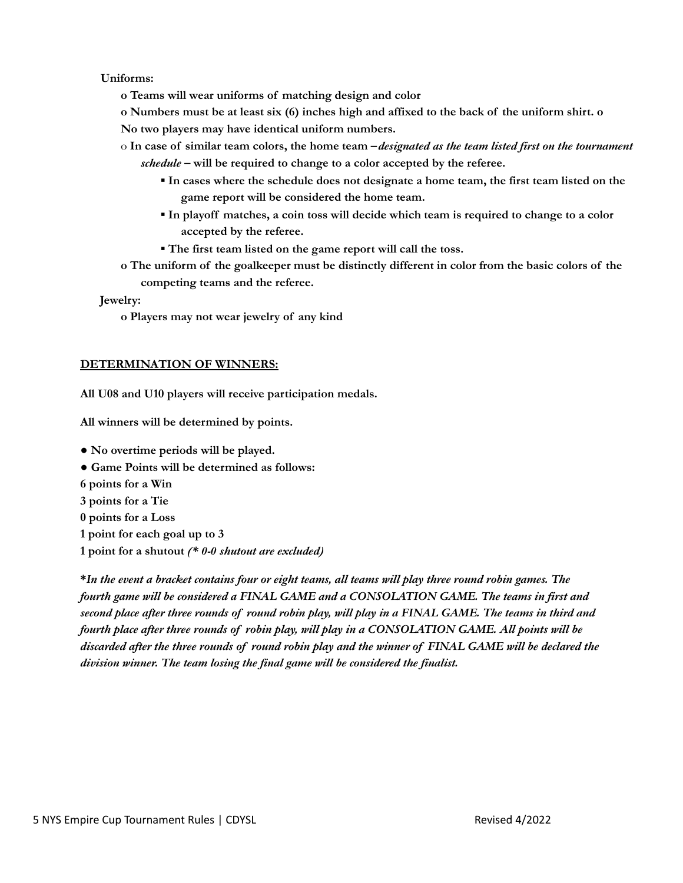**Uniforms:**

- **Teams will wear uniforms of matching design and color**
- **Numbers must be at least six (6) inches high and affixed to the back of the uniform shirt.**
- **No two players may have identical uniform numbers.**
- **In case of similar team colors, the home team –*designated as the team listed first on the tournament schedule* – will be required to change to a color accepted by the referee.**
  - **In cases where the schedule does not designate a home team, the first team listed on the game report will be considered the home team.**
  - **In playoff matches, a coin toss will decide which team is required to change to a color accepted by the referee.**
  - **The first team listed on the game report will call the toss.**
- **The uniform of the goalkeeper must be distinctly different in color from the basic colors of the competing teams and the referee.**

**Jewelry:**

- **Players may not wear jewelry of any kind**

## DETERMINATION OF WINNERS:

**All U08 and U10 players will receive participation medals.**

**All winners will be determined by points.**

- **No overtime periods will be played.**
- **Game Points will be determined as follows:**

**6 points for a Win**
**3 points for a Tie**
**0 points for a Loss**
**1 point for each goal up to 3**
**1 point for a shutout *(* 0-0 shutout are excluded)***

***In the event a bracket contains four or eight teams, all teams will play three round robin games. The fourth game will be considered a FINAL GAME and a CONSOLATION GAME. The teams in first and second place after three rounds of round robin play, will play in a FINAL GAME. The teams in third and fourth place after three rounds of robin play, will play in a CONSOLATION GAME. All points will be discarded after the three rounds of round robin play and the winner of FINAL GAME will be declared the division winner. The team losing the final game will be considered the finalist.***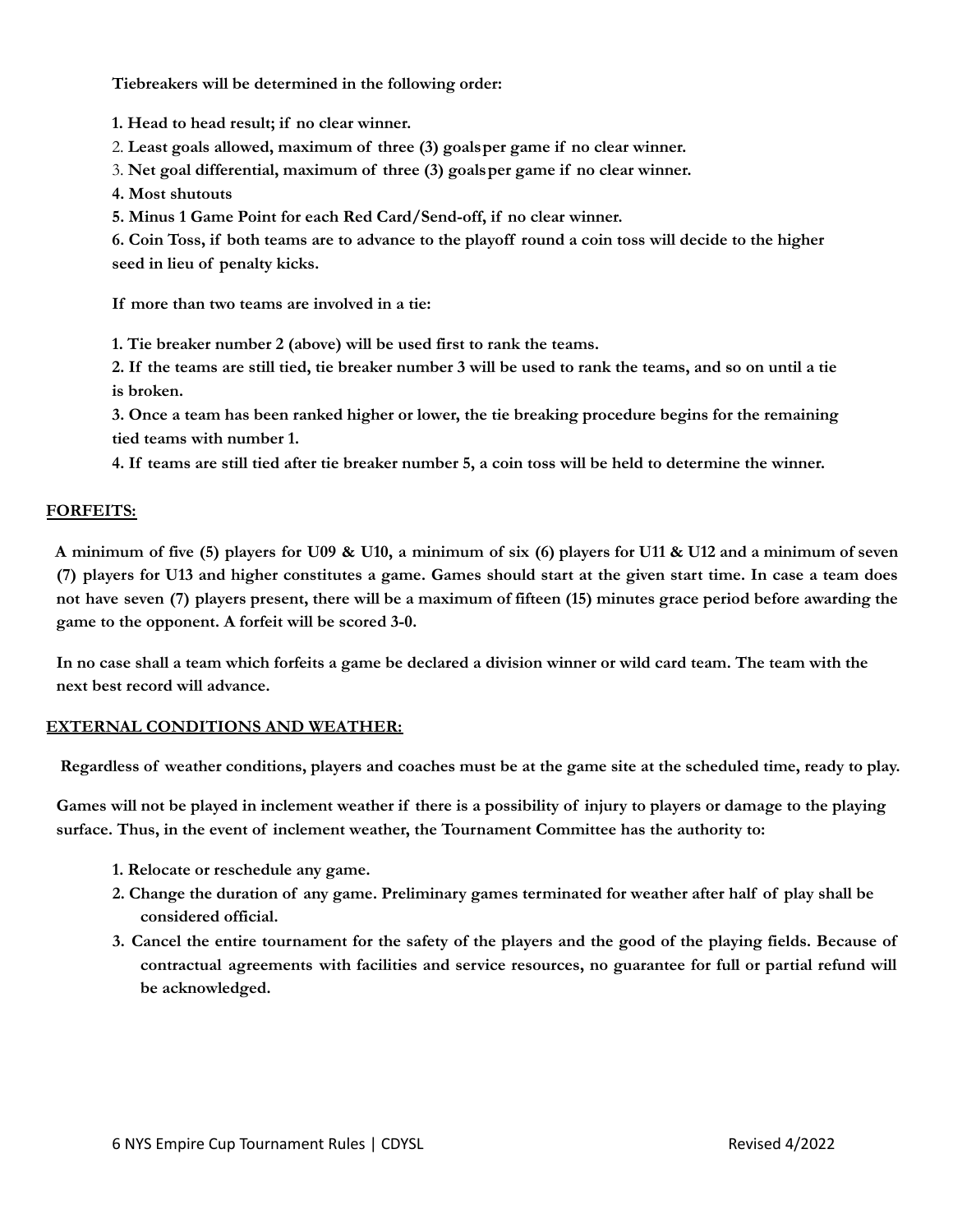**Tiebreakers will be determined in the following order:**

1. **Head to head result; if no clear winner.**
2. **Least goals allowed, maximum of three (3) goalsper game if no clear winner.**
3. **Net goal differential, maximum of three (3) goalsper game if no clear winner.**
4. **Most shutouts**
5. **Minus 1 Game Point for each Red Card/Send-off, if no clear winner.**
6. **Coin Toss, if both teams are to advance to the playoff round a coin toss will decide to the higher seed in lieu of penalty kicks.**

**If more than two teams are involved in a tie:**

1. **Tie breaker number 2 (above) will be used first to rank the teams.**
2. **If the teams are still tied, tie breaker number 3 will be used to rank the teams, and so on until a tie is broken.**
3. **Once a team has been ranked higher or lower, the tie breaking procedure begins for the remaining tied teams with number 1.**
4. **If teams are still tied after tie breaker number 5, a coin toss will be held to determine the winner.**

## FORFEITS:

**A minimum of five (5) players for U09 & U10, a minimum of six (6) players for U11 & U12 and a minimum of seven (7) players for U13 and higher constitutes a game. Games should start at the given start time. In case a team does not have seven (7) players present, there will be a maximum of fifteen (15) minutes grace period before awarding the game to the opponent. A forfeit will be scored 3-0.**

**In no case shall a team which forfeits a game be declared a division winner or wild card team. The team with the next best record will advance.**

## EXTERNAL CONDITIONS AND WEATHER:

**Regardless of weather conditions, players and coaches must be at the game site at the scheduled time, ready to play.**

**Games will not be played in inclement weather if there is a possibility of injury to players or damage to the playing surface. Thus, in the event of inclement weather, the Tournament Committee has the authority to:**

1. **Relocate or reschedule any game.**
2. **Change the duration of any game. Preliminary games terminated for weather after half of play shall be considered official.**
3. **Cancel the entire tournament for the safety of the players and the good of the playing fields. Because of contractual agreements with facilities and service resources, no guarantee for full or partial refund will be acknowledged.**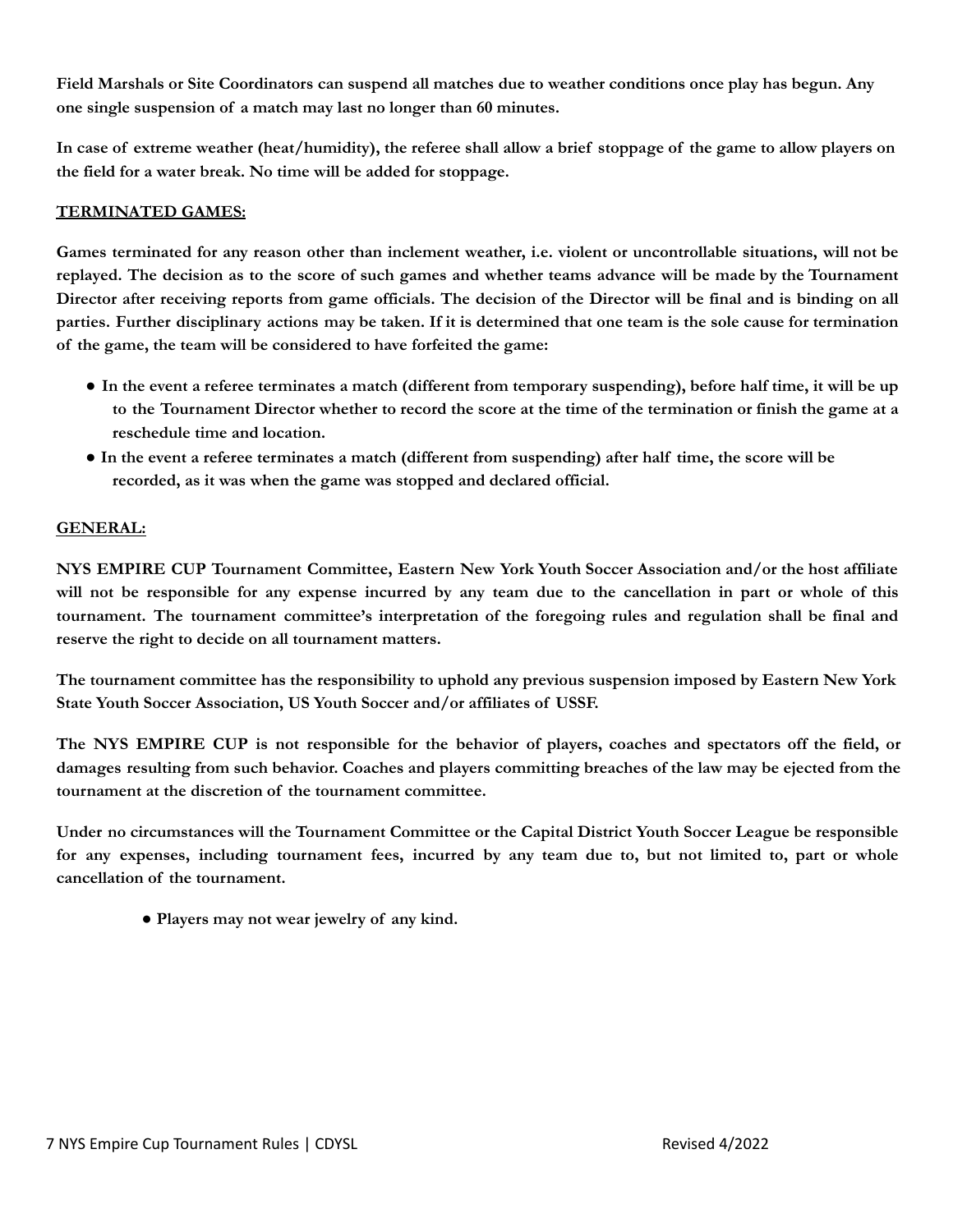**Field Marshals or Site Coordinators can suspend all matches due to weather conditions once play has begun. Any one single suspension of a match may last no longer than 60 minutes.**

**In case of extreme weather (heat/humidity), the referee shall allow a brief stoppage of the game to allow players on the field for a water break. No time will be added for stoppage.**

**<u>TERMINATED GAMES:</u>**

**Games terminated for any reason other than inclement weather, i.e. violent or uncontrollable situations, will not be replayed. The decision as to the score of such games and whether teams advance will be made by the Tournament Director after receiving reports from game officials. The decision of the Director will be final and is binding on all parties. Further disciplinary actions may be taken. If it is determined that one team is the sole cause for termination of the game, the team will be considered to have forfeited the game:**

- **In the event a referee terminates a match (different from temporary suspending), before half time, it will be up to the Tournament Director whether to record the score at the time of the termination or finish the game at a reschedule time and location.**
- **In the event a referee terminates a match (different from suspending) after half time, the score will be recorded, as it was when the game was stopped and declared official.**

**<u>GENERAL:</u>**

**NYS EMPIRE CUP Tournament Committee, Eastern New York Youth Soccer Association and/or the host affiliate will not be responsible for any expense incurred by any team due to the cancellation in part or whole of this tournament. The tournament committee's interpretation of the foregoing rules and regulation shall be final and reserve the right to decide on all tournament matters.**

**The tournament committee has the responsibility to uphold any previous suspension imposed by Eastern New York State Youth Soccer Association, US Youth Soccer and/or affiliates of USSF.**

**The NYS EMPIRE CUP is not responsible for the behavior of players, coaches and spectators off the field, or damages resulting from such behavior. Coaches and players committing breaches of the law may be ejected from the tournament at the discretion of the tournament committee.**

**Under no circumstances will the Tournament Committee or the Capital District Youth Soccer League be responsible for any expenses, including tournament fees, incurred by any team due to, but not limited to, part or whole cancellation of the tournament.**

- **Players may not wear jewelry of any kind.**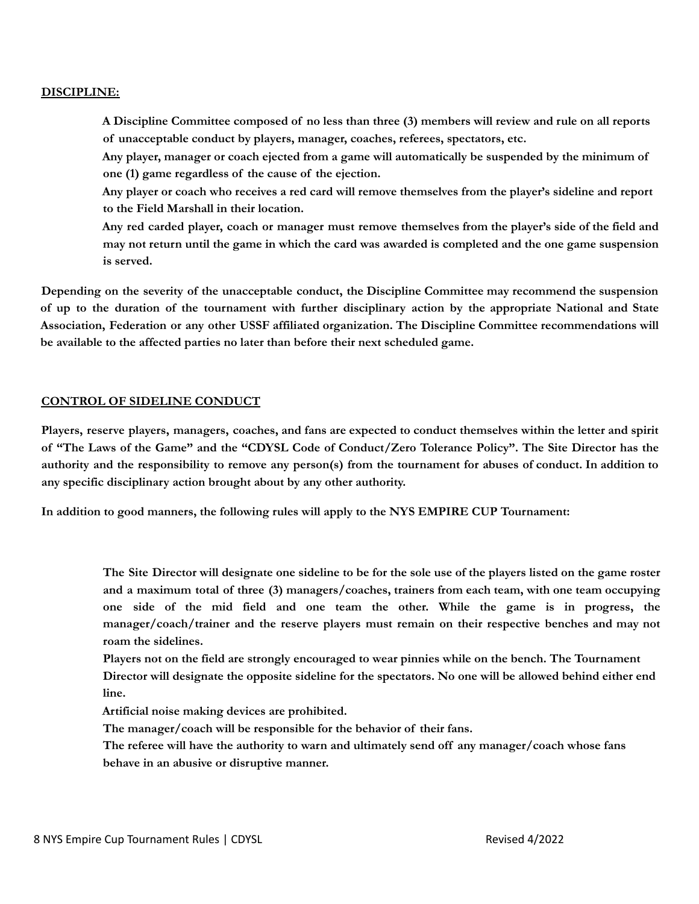## DISCIPLINE:

**A Discipline Committee composed of no less than three (3) members will review and rule on all reports of unacceptable conduct by players, manager, coaches, referees, spectators, etc.**

**Any player, manager or coach ejected from a game will automatically be suspended by the minimum of one (1) game regardless of the cause of the ejection.**

**Any player or coach who receives a red card will remove themselves from the player's sideline and report to the Field Marshall in their location.**

**Any red carded player, coach or manager must remove themselves from the player's side of the field and may not return until the game in which the card was awarded is completed and the one game suspension is served.**

**Depending on the severity of the unacceptable conduct, the Discipline Committee may recommend the suspension of up to the duration of the tournament with further disciplinary action by the appropriate National and State Association, Federation or any other USSF affiliated organization. The Discipline Committee recommendations will be available to the affected parties no later than before their next scheduled game.**

## CONTROL OF SIDELINE CONDUCT

**Players, reserve players, managers, coaches, and fans are expected to conduct themselves within the letter and spirit of "The Laws of the Game" and the "CDYSL Code of Conduct/Zero Tolerance Policy". The Site Director has the authority and the responsibility to remove any person(s) from the tournament for abuses of conduct. In addition to any specific disciplinary action brought about by any other authority.**

**In addition to good manners, the following rules will apply to the NYS EMPIRE CUP Tournament:**

**The Site Director will designate one sideline to be for the sole use of the players listed on the game roster and a maximum total of three (3) managers/coaches, trainers from each team, with one team occupying one side of the mid field and one team the other. While the game is in progress, the manager/coach/trainer and the reserve players must remain on their respective benches and may not roam the sidelines.**

**Players not on the field are strongly encouraged to wear pinnies while on the bench. The Tournament Director will designate the opposite sideline for the spectators. No one will be allowed behind either end line.**

**Artificial noise making devices are prohibited.**

**The manager/coach will be responsible for the behavior of their fans.**

**The referee will have the authority to warn and ultimately send off any manager/coach whose fans behave in an abusive or disruptive manner.**